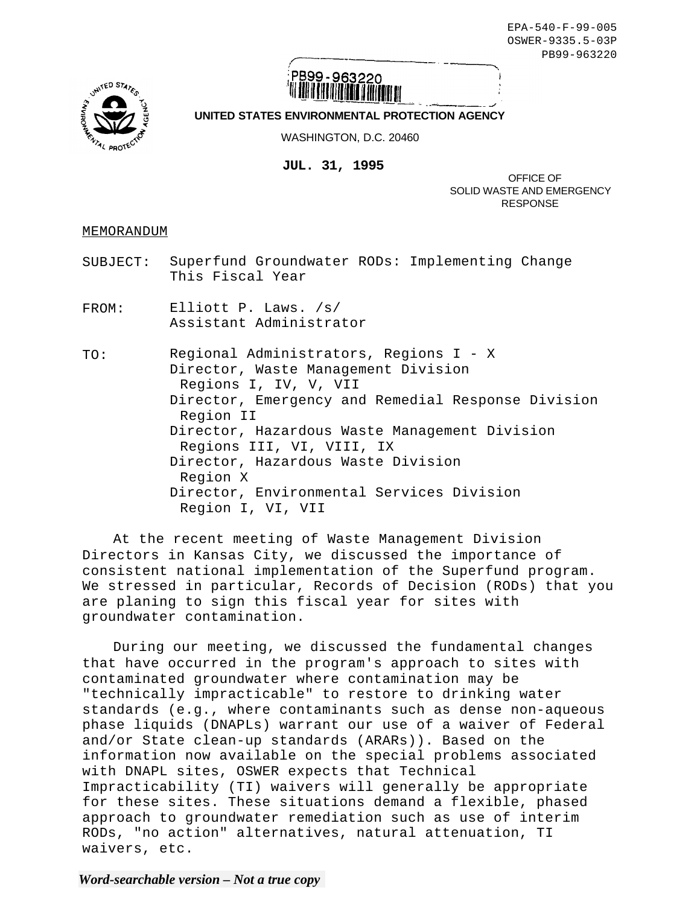EPA-540-F-99-005
OSWER-9335.5-03P
PB99-963220

PB99-963220

**UNITED STATES ENVIRONMENTAL PROTECTION AGENCY**

WASHINGTON, D.C. 20460

**JUL. 31, 1995**

OFFICE OF
SOLID WASTE AND EMERGENCY
RESPONSE

MEMORANDUM

SUBJECT: Superfund Groundwater RODs: Implementing Change This Fiscal Year

FROM: Elliott P. Laws. /s/
Assistant Administrator

TO: Regional Administrators, Regions I - X
Director, Waste Management Division
Regions I, IV, V, VII
Director, Emergency and Remedial Response Division
Region II
Director, Hazardous Waste Management Division
Regions III, VI, VIII, IX
Director, Hazardous Waste Division
Region X
Director, Environmental Services Division
Region I, VI, VII

At the recent meeting of Waste Management Division Directors in Kansas City, we discussed the importance of consistent national implementation of the Superfund program. We stressed in particular, Records of Decision (RODs) that you are planing to sign this fiscal year for sites with groundwater contamination.

During our meeting, we discussed the fundamental changes that have occurred in the program's approach to sites with contaminated groundwater where contamination may be "technically impracticable" to restore to drinking water standards (e.g., where contaminants such as dense non-aqueous phase liquids (DNAPLs) warrant our use of a waiver of Federal and/or State clean-up standards (ARARs)). Based on the information now available on the special problems associated with DNAPL sites, OSWER expects that Technical Impracticability (TI) waivers will generally be appropriate for these sites. These situations demand a flexible, phased approach to groundwater remediation such as use of interim RODs, "no action" alternatives, natural attenuation, TI waivers, etc.

***Word-searchable version – Not a true copy***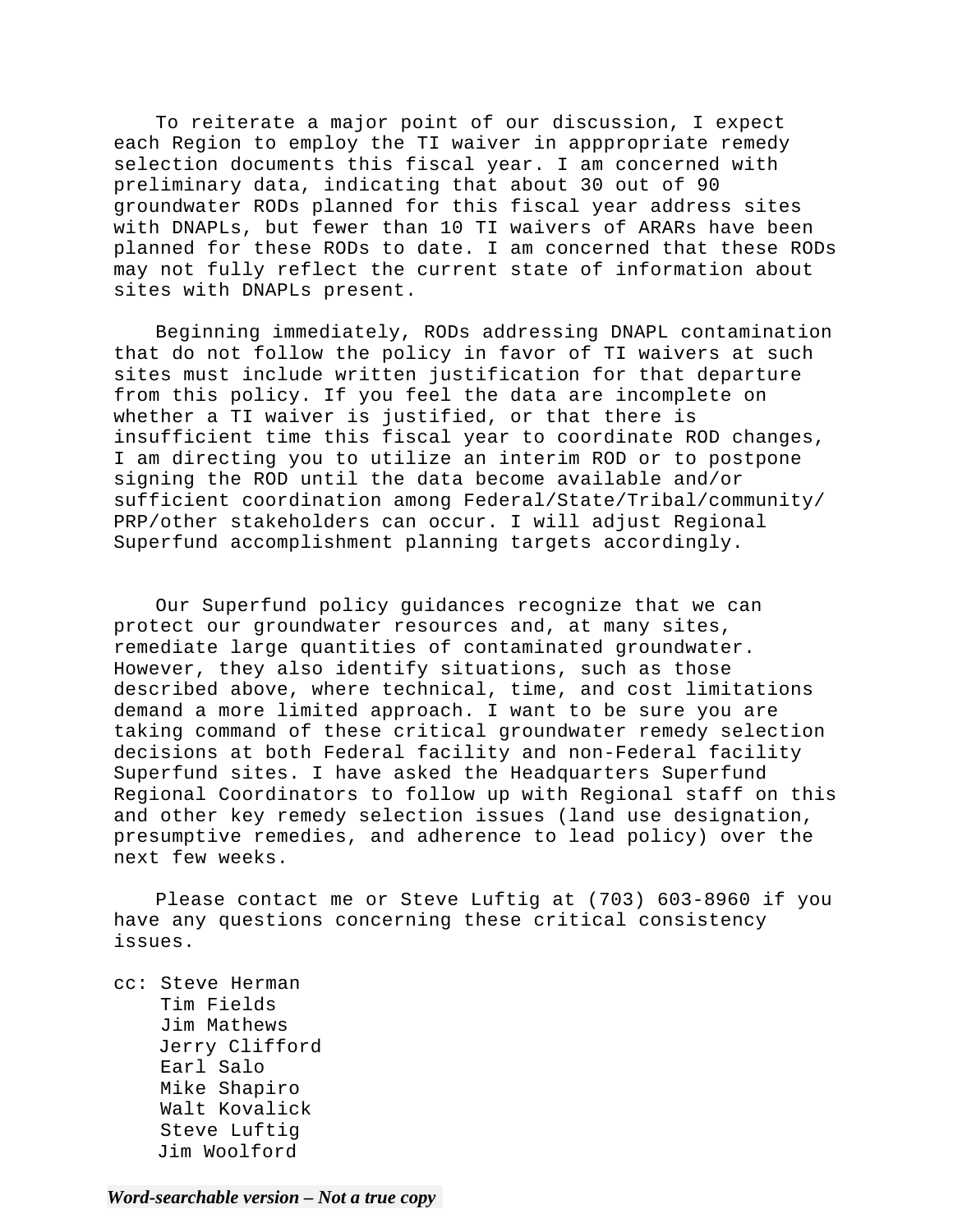To reiterate a major point of our discussion, I expect each Region to employ the TI waiver in apppropriate remedy selection documents this fiscal year. I am concerned with preliminary data, indicating that about 30 out of 90 groundwater RODs planned for this fiscal year address sites with DNAPLs, but fewer than 10 TI waivers of ARARs have been planned for these RODs to date. I am concerned that these RODs may not fully reflect the current state of information about sites with DNAPLs present.

Beginning immediately, RODs addressing DNAPL contamination that do not follow the policy in favor of TI waivers at such sites must include written justification for that departure from this policy. If you feel the data are incomplete on whether a TI waiver is justified, or that there is insufficient time this fiscal year to coordinate ROD changes, I am directing you to utilize an interim ROD or to postpone signing the ROD until the data become available and/or sufficient coordination among Federal/State/Tribal/community/PRP/other stakeholders can occur. I will adjust Regional Superfund accomplishment planning targets accordingly.

Our Superfund policy guidances recognize that we can protect our groundwater resources and, at many sites, remediate large quantities of contaminated groundwater. However, they also identify situations, such as those described above, where technical, time, and cost limitations demand a more limited approach. I want to be sure you are taking command of these critical groundwater remedy selection decisions at both Federal facility and non-Federal facility Superfund sites. I have asked the Headquarters Superfund Regional Coordinators to follow up with Regional staff on this and other key remedy selection issues (land use designation, presumptive remedies, and adherence to lead policy) over the next few weeks.

Please contact me or Steve Luftig at (703) 603-8960 if you have any questions concerning these critical consistency issues.

cc: Steve Herman
Tim Fields
Jim Mathews
Jerry Clifford
Earl Salo
Mike Shapiro
Walt Kovalick
Steve Luftig
Jim Woolford

***Word-searchable version – Not a true copy***